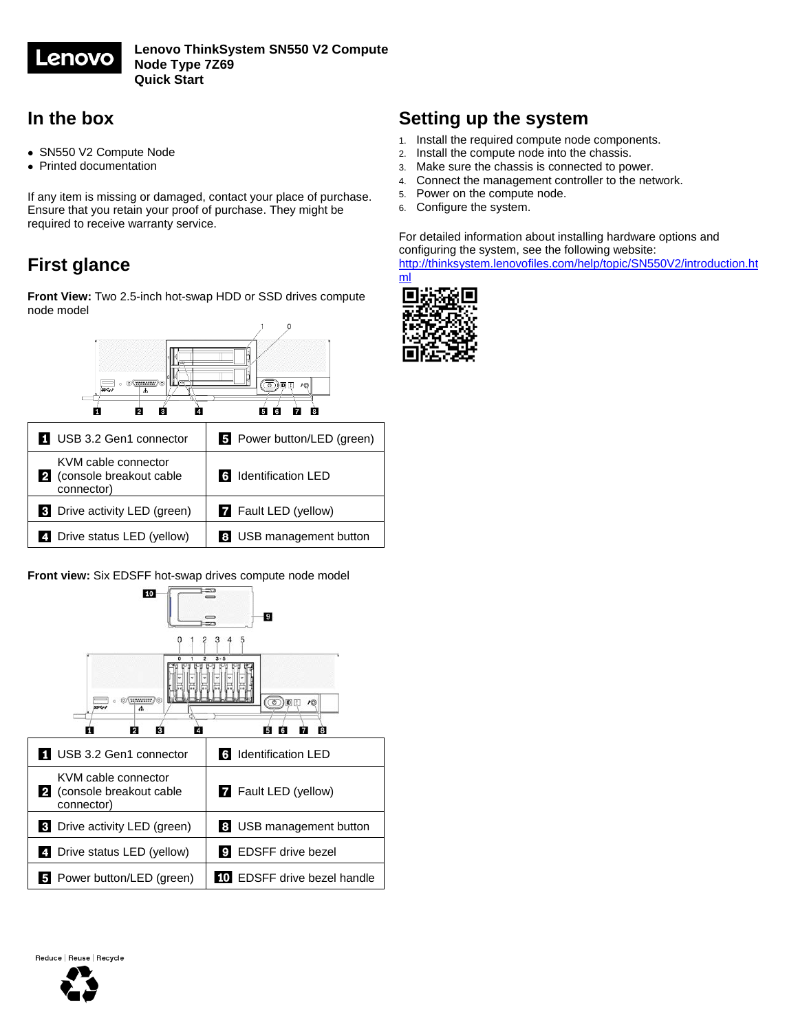# Lenovo ThinkSystem SN550 V2 Compute Node Type 7Z69 Quick Start

## In the box

- SN550 V2 Compute Node
- Printed documentation

If any item is missing or damaged, contact your place of purchase. Ensure that you retain your proof of purchase. They might be required to receive warranty service.

## First glance

**Front View:** Two 2.5-inch hot-swap HDD or SSD drives compute node model

| | |
|---|---|
| **1** USB 3.2 Gen1 connector | **5** Power button/LED (green) |
| **2** KVM cable connector (console breakout cable connector) | **6** Identification LED |
| **3** Drive activity LED (green) | **7** Fault LED (yellow) |
| **4** Drive status LED (yellow) | **8** USB management button |

**Front view:** Six EDSFF hot-swap drives compute node model

| | |
|---|---|
| **1** USB 3.2 Gen1 connector | **6** Identification LED |
| **2** KVM cable connector (console breakout cable connector) | **7** Fault LED (yellow) |
| **3** Drive activity LED (green) | **8** USB management button |
| **4** Drive status LED (yellow) | **9** EDSFF drive bezel |
| **5** Power button/LED (green) | **10** EDSFF drive bezel handle |

## Setting up the system

1. Install the required compute node components.
2. Install the compute node into the chassis.
3. Make sure the chassis is connected to power.
4. Connect the management controller to the network.
5. Power on the compute node.
6. Configure the system.

For detailed information about installing hardware options and configuring the system, see the following website:
http://thinksystem.lenovofiles.com/help/topic/SN550V2/introduction.html

Reduce | Reuse | Recycle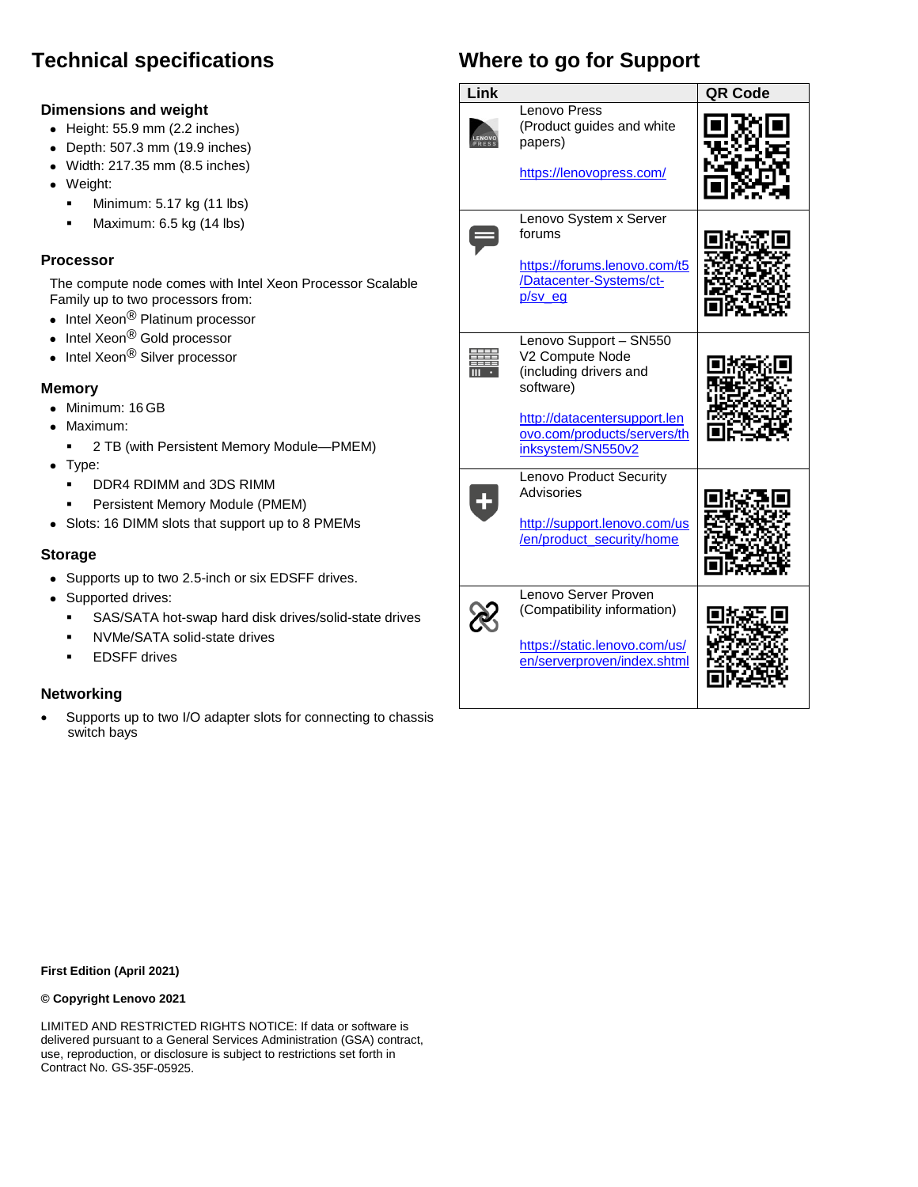# Technical specifications

### Dimensions and weight

- Height: 55.9 mm (2.2 inches)
- Depth: 507.3 mm (19.9 inches)
- Width: 217.35 mm (8.5 inches)
- Weight:
  - Minimum: 5.17 kg (11 lbs)
  - Maximum: 6.5 kg (14 lbs)

### Processor

The compute node comes with Intel Xeon Processor Scalable Family up to two processors from:

- Intel Xeon® Platinum processor
- Intel Xeon® Gold processor
- Intel Xeon® Silver processor

### Memory

- Minimum: 16 GB
- Maximum:
  - 2 TB (with Persistent Memory Module—PMEM)
- Type:
  - DDR4 RDIMM and 3DS RIMM
  - Persistent Memory Module (PMEM)
- Slots: 16 DIMM slots that support up to 8 PMEMs

### Storage

- Supports up to two 2.5-inch or six EDSFF drives.
- Supported drives:
  - SAS/SATA hot-swap hard disk drives/solid-state drives
  - NVMe/SATA solid-state drives
  - EDSFF drives

### Networking

- Supports up to two I/O adapter slots for connecting to chassis switch bays

# Where to go for Support

| Link | QR Code |
|---|---|
| Lenovo Press (Product guides and white papers) https://lenovopress.com/ | |
| Lenovo System x Server forums https://forums.lenovo.com/t5/Datacenter-Systems/ct-p/sv_eg | |
| Lenovo Support – SN550 V2 Compute Node (including drivers and software) http://datacentersupport.lenovo.com/products/servers/thinksystem/SN550v2 | |
| Lenovo Product Security Advisories http://support.lenovo.com/us/en/product_security/home | |
| Lenovo Server Proven (Compatibility information) https://static.lenovo.com/us/en/serverproven/index.shtml | |

**First Edition (April 2021)**

**© Copyright Lenovo 2021**

LIMITED AND RESTRICTED RIGHTS NOTICE: If data or software is delivered pursuant to a General Services Administration (GSA) contract, use, reproduction, or disclosure is subject to restrictions set forth in Contract No. GS-35F-05925.